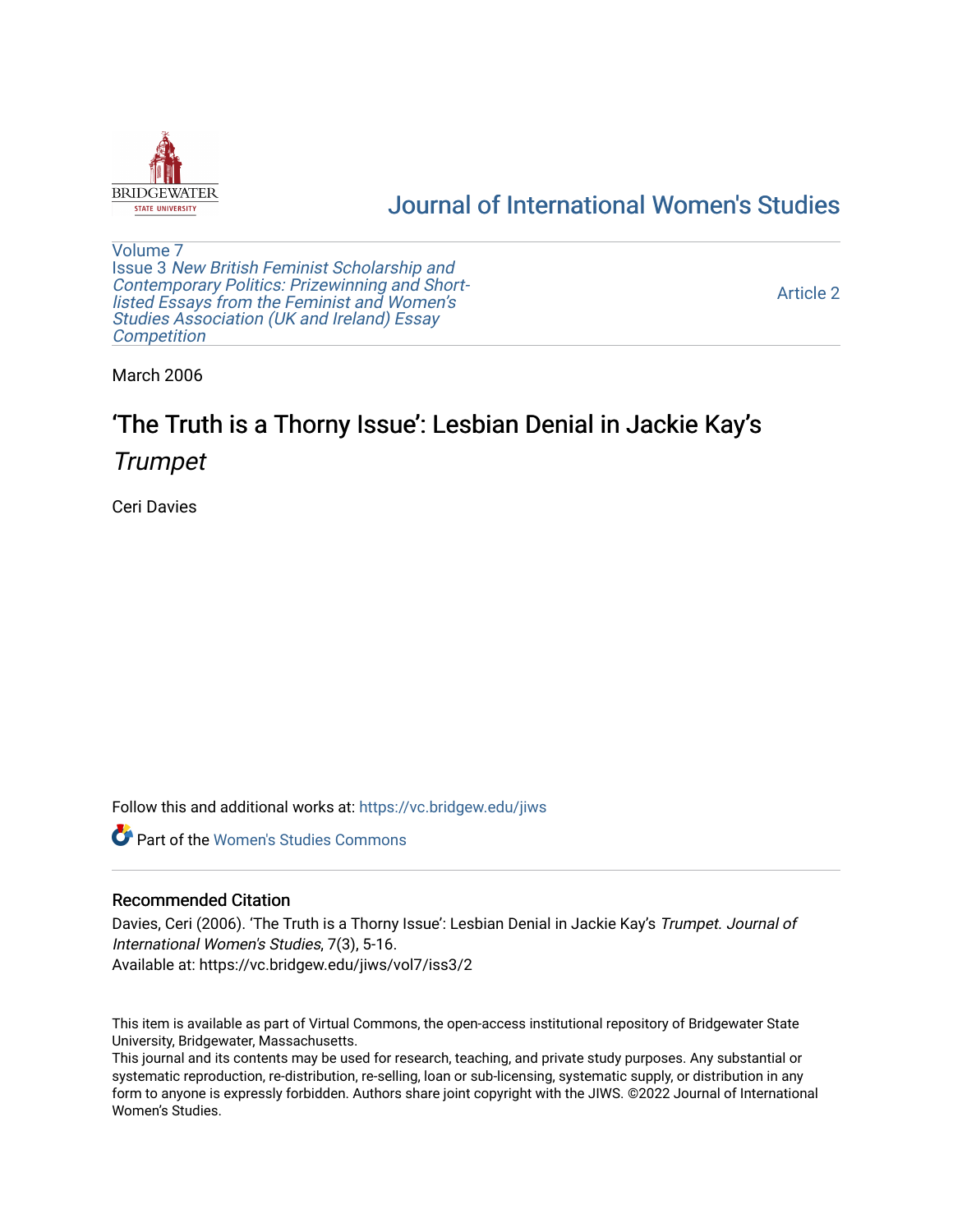Journal of International Women's Studies

Volume 7
Issue 3 *New British Feminist Scholarship and Contemporary Politics: Prizewinning and Short-listed Essays from the Feminist and Women's Studies Association (UK and Ireland) Essay Competition*

Article 2

March 2006

# 'The Truth is a Thorny Issue': Lesbian Denial in Jackie Kay's *Trumpet*

Ceri Davies

Follow this and additional works at: https://vc.bridgew.edu/jiws

Part of the Women's Studies Commons

## Recommended Citation

Davies, Ceri (2006). 'The Truth is a Thorny Issue': Lesbian Denial in Jackie Kay's *Trumpet*. *Journal of International Women's Studies*, 7(3), 5-16.
Available at: https://vc.bridgew.edu/jiws/vol7/iss3/2

This item is available as part of Virtual Commons, the open-access institutional repository of Bridgewater State University, Bridgewater, Massachusetts.
This journal and its contents may be used for research, teaching, and private study purposes. Any substantial or systematic reproduction, re-distribution, re-selling, loan or sub-licensing, systematic supply, or distribution in any form to anyone is expressly forbidden. Authors share joint copyright with the JIWS. ©2022 Journal of International Women's Studies.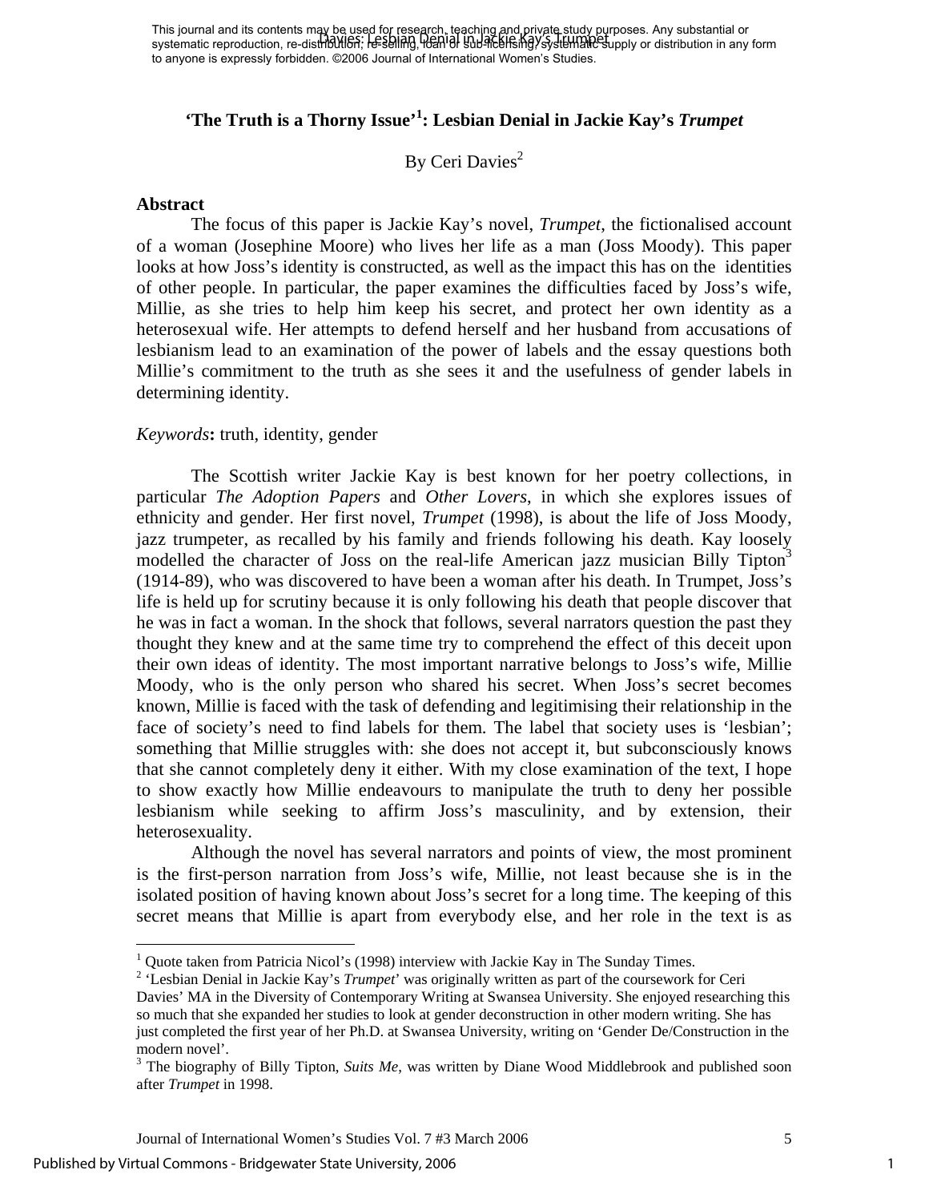# 'The Truth is a Thorny Issue'[1]: Lesbian Denial in Jackie Kay's *Trumpet*

By Ceri Davies[2]

## Abstract

The focus of this paper is Jackie Kay's novel, *Trumpet*, the fictionalised account of a woman (Josephine Moore) who lives her life as a man (Joss Moody). This paper looks at how Joss's identity is constructed, as well as the impact this has on the identities of other people. In particular, the paper examines the difficulties faced by Joss's wife, Millie, as she tries to help him keep his secret, and protect her own identity as a heterosexual wife. Her attempts to defend herself and her husband from accusations of lesbianism lead to an examination of the power of labels and the essay questions both Millie's commitment to the truth as she sees it and the usefulness of gender labels in determining identity.

*Keywords***:** truth, identity, gender

The Scottish writer Jackie Kay is best known for her poetry collections, in particular *The Adoption Papers* and *Other Lovers*, in which she explores issues of ethnicity and gender. Her first novel, *Trumpet* (1998), is about the life of Joss Moody, jazz trumpeter, as recalled by his family and friends following his death. Kay loosely modelled the character of Joss on the real-life American jazz musician Billy Tipton[3] (1914-89), who was discovered to have been a woman after his death. In Trumpet, Joss's life is held up for scrutiny because it is only following his death that people discover that he was in fact a woman. In the shock that follows, several narrators question the past they thought they knew and at the same time try to comprehend the effect of this deceit upon their own ideas of identity. The most important narrative belongs to Joss's wife, Millie Moody, who is the only person who shared his secret. When Joss's secret becomes known, Millie is faced with the task of defending and legitimising their relationship in the face of society's need to find labels for them. The label that society uses is 'lesbian'; something that Millie struggles with: she does not accept it, but subconsciously knows that she cannot completely deny it either. With my close examination of the text, I hope to show exactly how Millie endeavours to manipulate the truth to deny her possible lesbianism while seeking to affirm Joss's masculinity, and by extension, their heterosexuality.

Although the novel has several narrators and points of view, the most prominent is the first-person narration from Joss's wife, Millie, not least because she is in the isolated position of having known about Joss's secret for a long time. The keeping of this secret means that Millie is apart from everybody else, and her role in the text is as

---

[1] Quote taken from Patricia Nicol's (1998) interview with Jackie Kay in The Sunday Times.

[2] 'Lesbian Denial in Jackie Kay's *Trumpet*' was originally written as part of the coursework for Ceri Davies' MA in the Diversity of Contemporary Writing at Swansea University. She enjoyed researching this so much that she expanded her studies to look at gender deconstruction in other modern writing. She has just completed the first year of her Ph.D. at Swansea University, writing on 'Gender De/Construction in the modern novel'.

[3] The biography of Billy Tipton, *Suits Me*, was written by Diane Wood Middlebrook and published soon after *Trumpet* in 1998.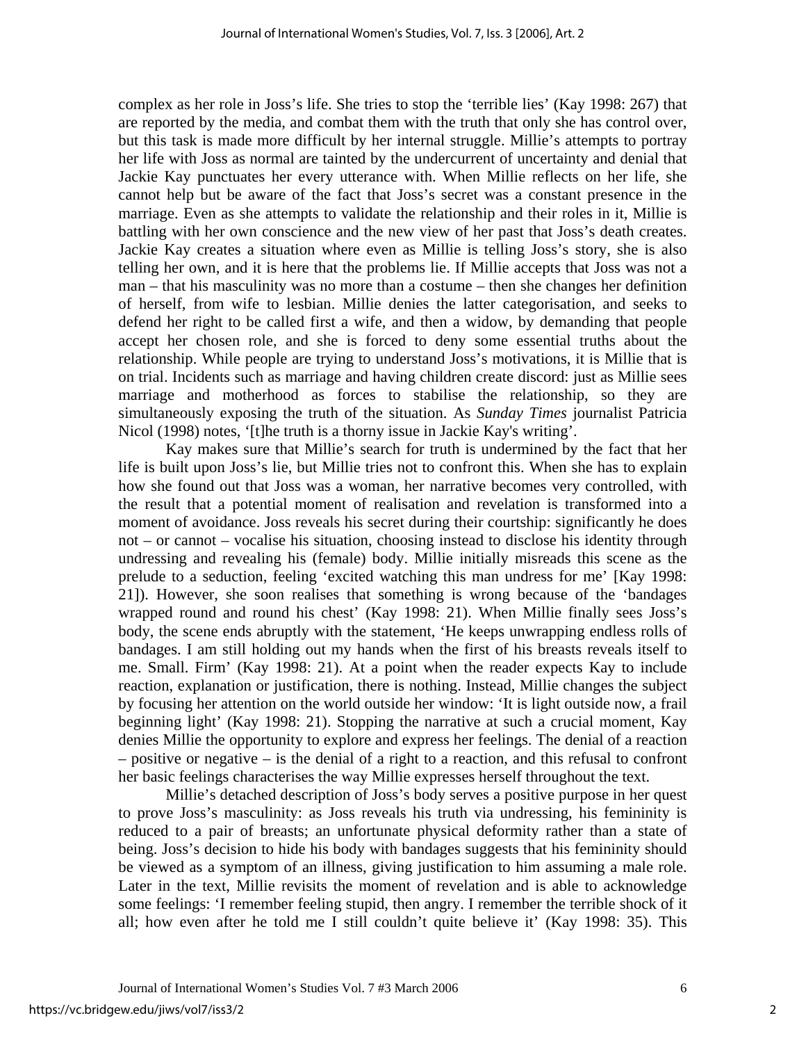complex as her role in Joss's life. She tries to stop the 'terrible lies' (Kay 1998: 267) that are reported by the media, and combat them with the truth that only she has control over, but this task is made more difficult by her internal struggle. Millie's attempts to portray her life with Joss as normal are tainted by the undercurrent of uncertainty and denial that Jackie Kay punctuates her every utterance with. When Millie reflects on her life, she cannot help but be aware of the fact that Joss's secret was a constant presence in the marriage. Even as she attempts to validate the relationship and their roles in it, Millie is battling with her own conscience and the new view of her past that Joss's death creates. Jackie Kay creates a situation where even as Millie is telling Joss's story, she is also telling her own, and it is here that the problems lie. If Millie accepts that Joss was not a man – that his masculinity was no more than a costume – then she changes her definition of herself, from wife to lesbian. Millie denies the latter categorisation, and seeks to defend her right to be called first a wife, and then a widow, by demanding that people accept her chosen role, and she is forced to deny some essential truths about the relationship. While people are trying to understand Joss's motivations, it is Millie that is on trial. Incidents such as marriage and having children create discord: just as Millie sees marriage and motherhood as forces to stabilise the relationship, so they are simultaneously exposing the truth of the situation. As *Sunday Times* journalist Patricia Nicol (1998) notes, '[t]he truth is a thorny issue in Jackie Kay's writing'.

Kay makes sure that Millie's search for truth is undermined by the fact that her life is built upon Joss's lie, but Millie tries not to confront this. When she has to explain how she found out that Joss was a woman, her narrative becomes very controlled, with the result that a potential moment of realisation and revelation is transformed into a moment of avoidance. Joss reveals his secret during their courtship: significantly he does not – or cannot – vocalise his situation, choosing instead to disclose his identity through undressing and revealing his (female) body. Millie initially misreads this scene as the prelude to a seduction, feeling 'excited watching this man undress for me' [Kay 1998: 21]). However, she soon realises that something is wrong because of the 'bandages wrapped round and round his chest' (Kay 1998: 21). When Millie finally sees Joss's body, the scene ends abruptly with the statement, 'He keeps unwrapping endless rolls of bandages. I am still holding out my hands when the first of his breasts reveals itself to me. Small. Firm' (Kay 1998: 21). At a point when the reader expects Kay to include reaction, explanation or justification, there is nothing. Instead, Millie changes the subject by focusing her attention on the world outside her window: 'It is light outside now, a frail beginning light' (Kay 1998: 21). Stopping the narrative at such a crucial moment, Kay denies Millie the opportunity to explore and express her feelings. The denial of a reaction – positive or negative – is the denial of a right to a reaction, and this refusal to confront her basic feelings characterises the way Millie expresses herself throughout the text.

Millie's detached description of Joss's body serves a positive purpose in her quest to prove Joss's masculinity: as Joss reveals his truth via undressing, his femininity is reduced to a pair of breasts; an unfortunate physical deformity rather than a state of being. Joss's decision to hide his body with bandages suggests that his femininity should be viewed as a symptom of an illness, giving justification to him assuming a male role. Later in the text, Millie revisits the moment of revelation and is able to acknowledge some feelings: 'I remember feeling stupid, then angry. I remember the terrible shock of it all; how even after he told me I still couldn't quite believe it' (Kay 1998: 35). This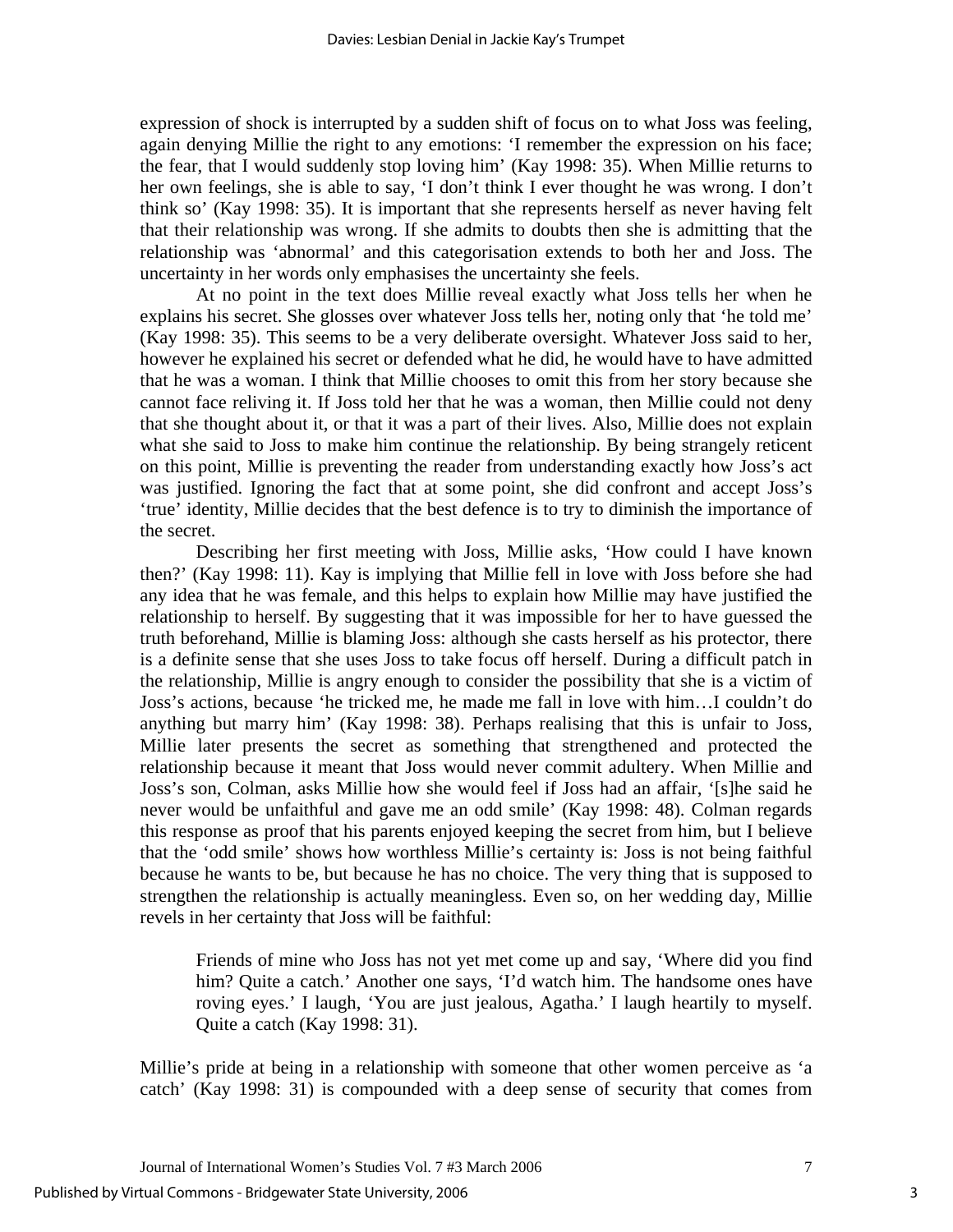expression of shock is interrupted by a sudden shift of focus on to what Joss was feeling, again denying Millie the right to any emotions: 'I remember the expression on his face; the fear, that I would suddenly stop loving him' (Kay 1998: 35). When Millie returns to her own feelings, she is able to say, 'I don't think I ever thought he was wrong. I don't think so' (Kay 1998: 35). It is important that she represents herself as never having felt that their relationship was wrong. If she admits to doubts then she is admitting that the relationship was 'abnormal' and this categorisation extends to both her and Joss. The uncertainty in her words only emphasises the uncertainty she feels.

At no point in the text does Millie reveal exactly what Joss tells her when he explains his secret. She glosses over whatever Joss tells her, noting only that 'he told me' (Kay 1998: 35). This seems to be a very deliberate oversight. Whatever Joss said to her, however he explained his secret or defended what he did, he would have to have admitted that he was a woman. I think that Millie chooses to omit this from her story because she cannot face reliving it. If Joss told her that he was a woman, then Millie could not deny that she thought about it, or that it was a part of their lives. Also, Millie does not explain what she said to Joss to make him continue the relationship. By being strangely reticent on this point, Millie is preventing the reader from understanding exactly how Joss's act was justified. Ignoring the fact that at some point, she did confront and accept Joss's 'true' identity, Millie decides that the best defence is to try to diminish the importance of the secret.

Describing her first meeting with Joss, Millie asks, 'How could I have known then?' (Kay 1998: 11). Kay is implying that Millie fell in love with Joss before she had any idea that he was female, and this helps to explain how Millie may have justified the relationship to herself. By suggesting that it was impossible for her to have guessed the truth beforehand, Millie is blaming Joss: although she casts herself as his protector, there is a definite sense that she uses Joss to take focus off herself. During a difficult patch in the relationship, Millie is angry enough to consider the possibility that she is a victim of Joss's actions, because 'he tricked me, he made me fall in love with him…I couldn't do anything but marry him' (Kay 1998: 38). Perhaps realising that this is unfair to Joss, Millie later presents the secret as something that strengthened and protected the relationship because it meant that Joss would never commit adultery. When Millie and Joss's son, Colman, asks Millie how she would feel if Joss had an affair, '[s]he said he never would be unfaithful and gave me an odd smile' (Kay 1998: 48). Colman regards this response as proof that his parents enjoyed keeping the secret from him, but I believe that the 'odd smile' shows how worthless Millie's certainty is: Joss is not being faithful because he wants to be, but because he has no choice. The very thing that is supposed to strengthen the relationship is actually meaningless. Even so, on her wedding day, Millie revels in her certainty that Joss will be faithful:

> Friends of mine who Joss has not yet met come up and say, 'Where did you find him? Quite a catch.' Another one says, 'I'd watch him. The handsome ones have roving eyes.' I laugh, 'You are just jealous, Agatha.' I laugh heartily to myself. Quite a catch (Kay 1998: 31).

Millie's pride at being in a relationship with someone that other women perceive as 'a catch' (Kay 1998: 31) is compounded with a deep sense of security that comes from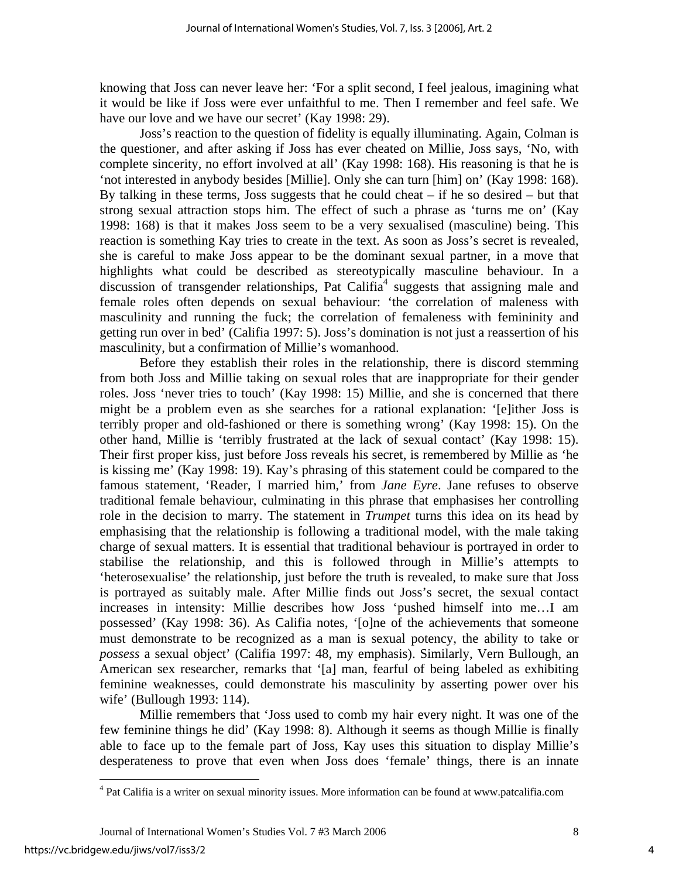knowing that Joss can never leave her: 'For a split second, I feel jealous, imagining what it would be like if Joss were ever unfaithful to me. Then I remember and feel safe. We have our love and we have our secret' (Kay 1998: 29).

Joss's reaction to the question of fidelity is equally illuminating. Again, Colman is the questioner, and after asking if Joss has ever cheated on Millie, Joss says, 'No, with complete sincerity, no effort involved at all' (Kay 1998: 168). His reasoning is that he is 'not interested in anybody besides [Millie]. Only she can turn [him] on' (Kay 1998: 168). By talking in these terms, Joss suggests that he could cheat – if he so desired – but that strong sexual attraction stops him. The effect of such a phrase as 'turns me on' (Kay 1998: 168) is that it makes Joss seem to be a very sexualised (masculine) being. This reaction is something Kay tries to create in the text. As soon as Joss's secret is revealed, she is careful to make Joss appear to be the dominant sexual partner, in a move that highlights what could be described as stereotypically masculine behaviour. In a discussion of transgender relationships, Pat Califia[4] suggests that assigning male and female roles often depends on sexual behaviour: 'the correlation of maleness with masculinity and running the fuck; the correlation of femaleness with femininity and getting run over in bed' (Califia 1997: 5). Joss's domination is not just a reassertion of his masculinity, but a confirmation of Millie's womanhood.

Before they establish their roles in the relationship, there is discord stemming from both Joss and Millie taking on sexual roles that are inappropriate for their gender roles. Joss 'never tries to touch' (Kay 1998: 15) Millie, and she is concerned that there might be a problem even as she searches for a rational explanation: '[e]ither Joss is terribly proper and old-fashioned or there is something wrong' (Kay 1998: 15). On the other hand, Millie is 'terribly frustrated at the lack of sexual contact' (Kay 1998: 15). Their first proper kiss, just before Joss reveals his secret, is remembered by Millie as 'he is kissing me' (Kay 1998: 19). Kay's phrasing of this statement could be compared to the famous statement, 'Reader, I married him,' from *Jane Eyre*. Jane refuses to observe traditional female behaviour, culminating in this phrase that emphasises her controlling role in the decision to marry. The statement in *Trumpet* turns this idea on its head by emphasising that the relationship is following a traditional model, with the male taking charge of sexual matters. It is essential that traditional behaviour is portrayed in order to stabilise the relationship, and this is followed through in Millie's attempts to 'heterosexualise' the relationship, just before the truth is revealed, to make sure that Joss is portrayed as suitably male. After Millie finds out Joss's secret, the sexual contact increases in intensity: Millie describes how Joss 'pushed himself into me…I am possessed' (Kay 1998: 36). As Califia notes, '[o]ne of the achievements that someone must demonstrate to be recognized as a man is sexual potency, the ability to take or *possess* a sexual object' (Califia 1997: 48, my emphasis). Similarly, Vern Bullough, an American sex researcher, remarks that '[a] man, fearful of being labeled as exhibiting feminine weaknesses, could demonstrate his masculinity by asserting power over his wife' (Bullough 1993: 114).

Millie remembers that 'Joss used to comb my hair every night. It was one of the few feminine things he did' (Kay 1998: 8). Although it seems as though Millie is finally able to face up to the female part of Joss, Kay uses this situation to display Millie's desperateness to prove that even when Joss does 'female' things, there is an innate

[4] Pat Califia is a writer on sexual minority issues. More information can be found at www.patcalifia.com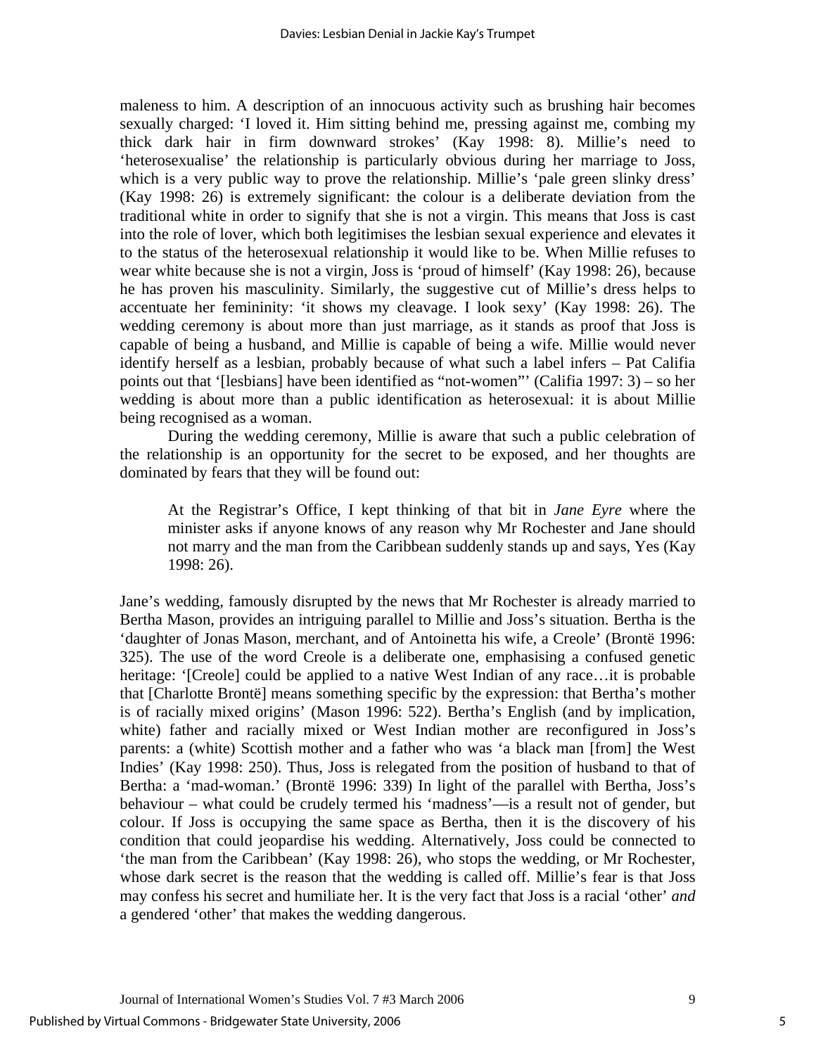maleness to him. A description of an innocuous activity such as brushing hair becomes sexually charged: 'I loved it. Him sitting behind me, pressing against me, combing my thick dark hair in firm downward strokes' (Kay 1998: 8). Millie's need to 'heterosexualise' the relationship is particularly obvious during her marriage to Joss, which is a very public way to prove the relationship. Millie's 'pale green slinky dress' (Kay 1998: 26) is extremely significant: the colour is a deliberate deviation from the traditional white in order to signify that she is not a virgin. This means that Joss is cast into the role of lover, which both legitimises the lesbian sexual experience and elevates it to the status of the heterosexual relationship it would like to be. When Millie refuses to wear white because she is not a virgin, Joss is 'proud of himself' (Kay 1998: 26), because he has proven his masculinity. Similarly, the suggestive cut of Millie's dress helps to accentuate her femininity: 'it shows my cleavage. I look sexy' (Kay 1998: 26). The wedding ceremony is about more than just marriage, as it stands as proof that Joss is capable of being a husband, and Millie is capable of being a wife. Millie would never identify herself as a lesbian, probably because of what such a label infers – Pat Califia points out that '[lesbians] have been identified as "not-women"' (Califia 1997: 3) – so her wedding is about more than a public identification as heterosexual: it is about Millie being recognised as a woman.

During the wedding ceremony, Millie is aware that such a public celebration of the relationship is an opportunity for the secret to be exposed, and her thoughts are dominated by fears that they will be found out:

> At the Registrar's Office, I kept thinking of that bit in *Jane Eyre* where the minister asks if anyone knows of any reason why Mr Rochester and Jane should not marry and the man from the Caribbean suddenly stands up and says, Yes (Kay 1998: 26).

Jane's wedding, famously disrupted by the news that Mr Rochester is already married to Bertha Mason, provides an intriguing parallel to Millie and Joss's situation. Bertha is the 'daughter of Jonas Mason, merchant, and of Antoinetta his wife, a Creole' (Brontë 1996: 325). The use of the word Creole is a deliberate one, emphasising a confused genetic heritage: '[Creole] could be applied to a native West Indian of any race…it is probable that [Charlotte Brontë] means something specific by the expression: that Bertha's mother is of racially mixed origins' (Mason 1996: 522). Bertha's English (and by implication, white) father and racially mixed or West Indian mother are reconfigured in Joss's parents: a (white) Scottish mother and a father who was 'a black man [from] the West Indies' (Kay 1998: 250). Thus, Joss is relegated from the position of husband to that of Bertha: a 'mad-woman.' (Brontë 1996: 339) In light of the parallel with Bertha, Joss's behaviour – what could be crudely termed his 'madness'—is a result not of gender, but colour. If Joss is occupying the same space as Bertha, then it is the discovery of his condition that could jeopardise his wedding. Alternatively, Joss could be connected to 'the man from the Caribbean' (Kay 1998: 26), who stops the wedding, or Mr Rochester, whose dark secret is the reason that the wedding is called off. Millie's fear is that Joss may confess his secret and humiliate her. It is the very fact that Joss is a racial 'other' *and* a gendered 'other' that makes the wedding dangerous.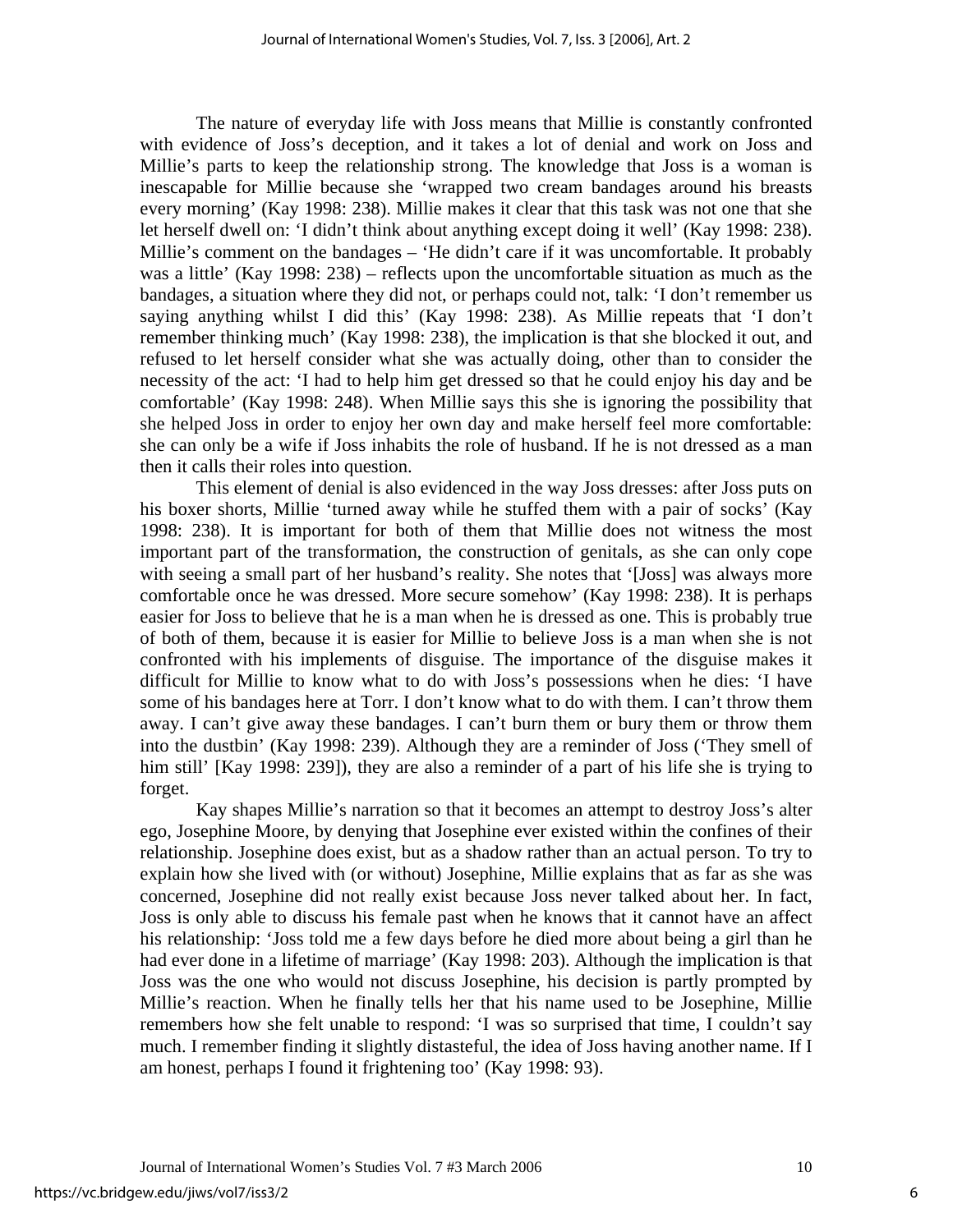The nature of everyday life with Joss means that Millie is constantly confronted with evidence of Joss's deception, and it takes a lot of denial and work on Joss and Millie's parts to keep the relationship strong. The knowledge that Joss is a woman is inescapable for Millie because she 'wrapped two cream bandages around his breasts every morning' (Kay 1998: 238). Millie makes it clear that this task was not one that she let herself dwell on: 'I didn't think about anything except doing it well' (Kay 1998: 238). Millie's comment on the bandages – 'He didn't care if it was uncomfortable. It probably was a little' (Kay 1998: 238) – reflects upon the uncomfortable situation as much as the bandages, a situation where they did not, or perhaps could not, talk: 'I don't remember us saying anything whilst I did this' (Kay 1998: 238). As Millie repeats that 'I don't remember thinking much' (Kay 1998: 238), the implication is that she blocked it out, and refused to let herself consider what she was actually doing, other than to consider the necessity of the act: 'I had to help him get dressed so that he could enjoy his day and be comfortable' (Kay 1998: 248). When Millie says this she is ignoring the possibility that she helped Joss in order to enjoy her own day and make herself feel more comfortable: she can only be a wife if Joss inhabits the role of husband. If he is not dressed as a man then it calls their roles into question.

This element of denial is also evidenced in the way Joss dresses: after Joss puts on his boxer shorts, Millie 'turned away while he stuffed them with a pair of socks' (Kay 1998: 238). It is important for both of them that Millie does not witness the most important part of the transformation, the construction of genitals, as she can only cope with seeing a small part of her husband's reality. She notes that '[Joss] was always more comfortable once he was dressed. More secure somehow' (Kay 1998: 238). It is perhaps easier for Joss to believe that he is a man when he is dressed as one. This is probably true of both of them, because it is easier for Millie to believe Joss is a man when she is not confronted with his implements of disguise. The importance of the disguise makes it difficult for Millie to know what to do with Joss's possessions when he dies: 'I have some of his bandages here at Torr. I don't know what to do with them. I can't throw them away. I can't give away these bandages. I can't burn them or bury them or throw them into the dustbin' (Kay 1998: 239). Although they are a reminder of Joss ('They smell of him still' [Kay 1998: 239]), they are also a reminder of a part of his life she is trying to forget.

Kay shapes Millie's narration so that it becomes an attempt to destroy Joss's alter ego, Josephine Moore, by denying that Josephine ever existed within the confines of their relationship. Josephine does exist, but as a shadow rather than an actual person. To try to explain how she lived with (or without) Josephine, Millie explains that as far as she was concerned, Josephine did not really exist because Joss never talked about her. In fact, Joss is only able to discuss his female past when he knows that it cannot have an affect his relationship: 'Joss told me a few days before he died more about being a girl than he had ever done in a lifetime of marriage' (Kay 1998: 203). Although the implication is that Joss was the one who would not discuss Josephine, his decision is partly prompted by Millie's reaction. When he finally tells her that his name used to be Josephine, Millie remembers how she felt unable to respond: 'I was so surprised that time, I couldn't say much. I remember finding it slightly distasteful, the idea of Joss having another name. If I am honest, perhaps I found it frightening too' (Kay 1998: 93).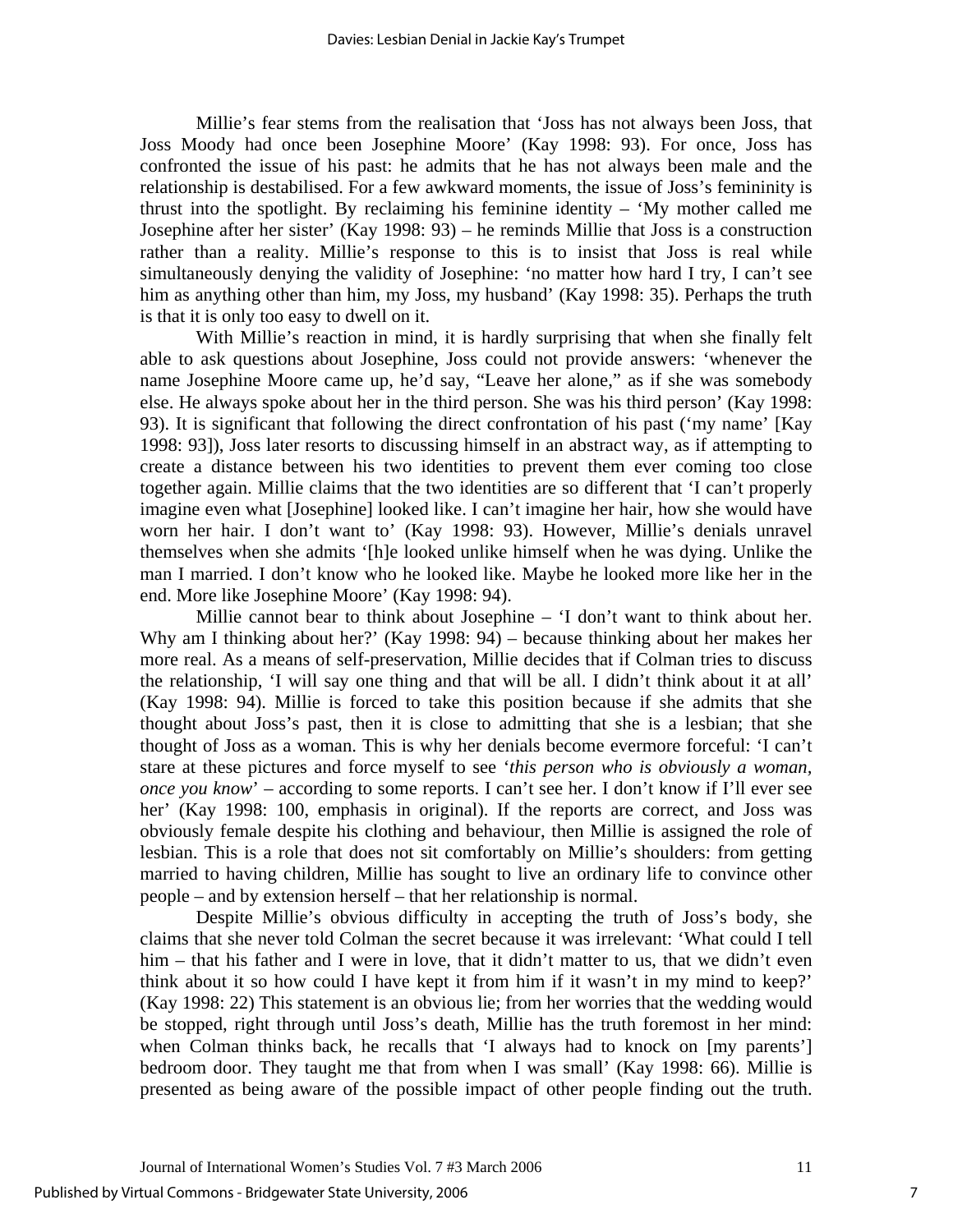Millie's fear stems from the realisation that 'Joss has not always been Joss, that Joss Moody had once been Josephine Moore' (Kay 1998: 93). For once, Joss has confronted the issue of his past: he admits that he has not always been male and the relationship is destabilised. For a few awkward moments, the issue of Joss's femininity is thrust into the spotlight. By reclaiming his feminine identity – 'My mother called me Josephine after her sister' (Kay 1998: 93) – he reminds Millie that Joss is a construction rather than a reality. Millie's response to this is to insist that Joss is real while simultaneously denying the validity of Josephine: 'no matter how hard I try, I can't see him as anything other than him, my Joss, my husband' (Kay 1998: 35). Perhaps the truth is that it is only too easy to dwell on it.

With Millie's reaction in mind, it is hardly surprising that when she finally felt able to ask questions about Josephine, Joss could not provide answers: 'whenever the name Josephine Moore came up, he'd say, "Leave her alone," as if she was somebody else. He always spoke about her in the third person. She was his third person' (Kay 1998: 93). It is significant that following the direct confrontation of his past ('my name' [Kay 1998: 93]), Joss later resorts to discussing himself in an abstract way, as if attempting to create a distance between his two identities to prevent them ever coming too close together again. Millie claims that the two identities are so different that 'I can't properly imagine even what [Josephine] looked like. I can't imagine her hair, how she would have worn her hair. I don't want to' (Kay 1998: 93). However, Millie's denials unravel themselves when she admits '[h]e looked unlike himself when he was dying. Unlike the man I married. I don't know who he looked like. Maybe he looked more like her in the end. More like Josephine Moore' (Kay 1998: 94).

Millie cannot bear to think about Josephine – 'I don't want to think about her. Why am I thinking about her?' (Kay 1998: 94) – because thinking about her makes her more real. As a means of self-preservation, Millie decides that if Colman tries to discuss the relationship, 'I will say one thing and that will be all. I didn't think about it at all' (Kay 1998: 94). Millie is forced to take this position because if she admits that she thought about Joss's past, then it is close to admitting that she is a lesbian; that she thought of Joss as a woman. This is why her denials become evermore forceful: 'I can't stare at these pictures and force myself to see '*this person who is obviously a woman, once you know*' – according to some reports. I can't see her. I don't know if I'll ever see her' (Kay 1998: 100, emphasis in original). If the reports are correct, and Joss was obviously female despite his clothing and behaviour, then Millie is assigned the role of lesbian. This is a role that does not sit comfortably on Millie's shoulders: from getting married to having children, Millie has sought to live an ordinary life to convince other people – and by extension herself – that her relationship is normal.

Despite Millie's obvious difficulty in accepting the truth of Joss's body, she claims that she never told Colman the secret because it was irrelevant: 'What could I tell him – that his father and I were in love, that it didn't matter to us, that we didn't even think about it so how could I have kept it from him if it wasn't in my mind to keep?' (Kay 1998: 22) This statement is an obvious lie; from her worries that the wedding would be stopped, right through until Joss's death, Millie has the truth foremost in her mind: when Colman thinks back, he recalls that 'I always had to knock on [my parents'] bedroom door. They taught me that from when I was small' (Kay 1998: 66). Millie is presented as being aware of the possible impact of other people finding out the truth.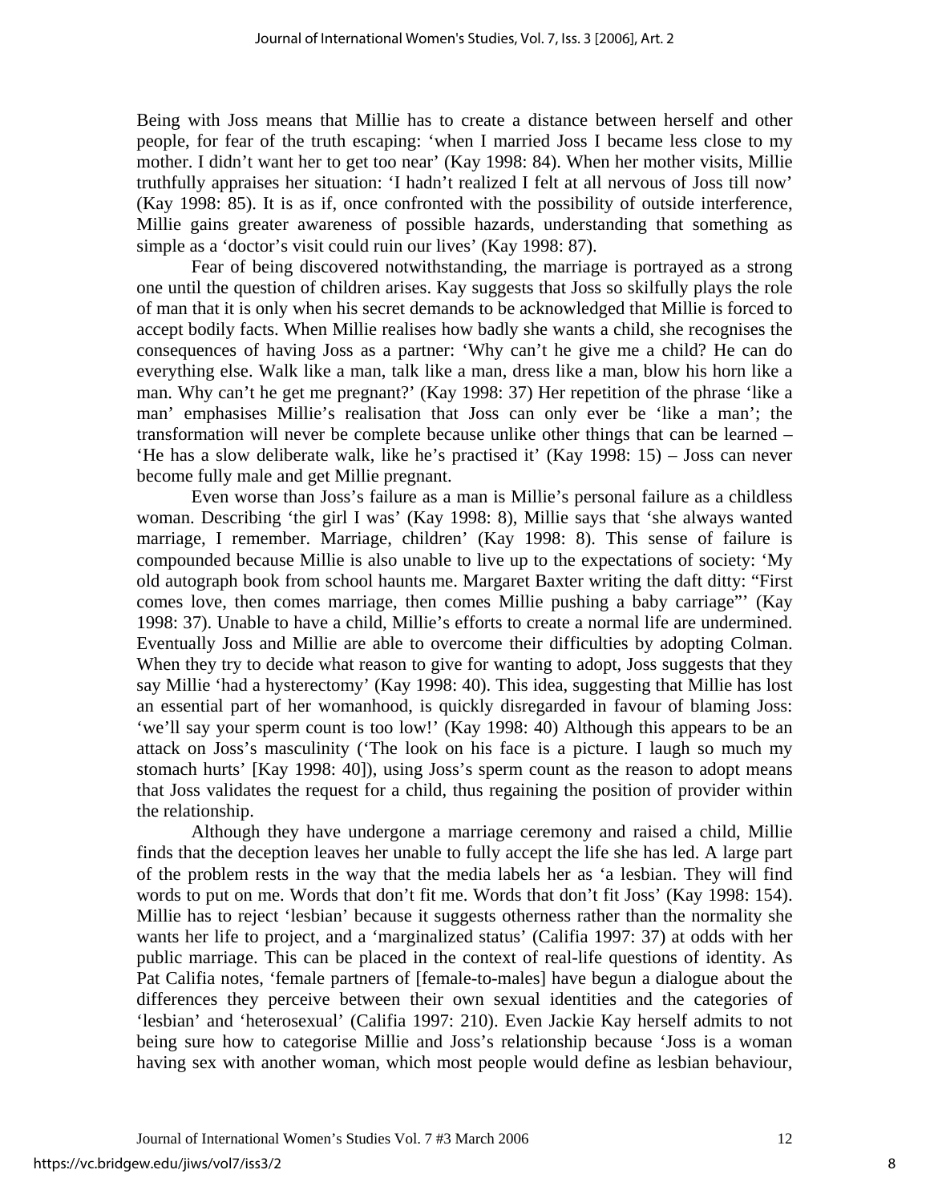Being with Joss means that Millie has to create a distance between herself and other people, for fear of the truth escaping: 'when I married Joss I became less close to my mother. I didn't want her to get too near' (Kay 1998: 84). When her mother visits, Millie truthfully appraises her situation: 'I hadn't realized I felt at all nervous of Joss till now' (Kay 1998: 85). It is as if, once confronted with the possibility of outside interference, Millie gains greater awareness of possible hazards, understanding that something as simple as a 'doctor's visit could ruin our lives' (Kay 1998: 87).

Fear of being discovered notwithstanding, the marriage is portrayed as a strong one until the question of children arises. Kay suggests that Joss so skilfully plays the role of man that it is only when his secret demands to be acknowledged that Millie is forced to accept bodily facts. When Millie realises how badly she wants a child, she recognises the consequences of having Joss as a partner: 'Why can't he give me a child? He can do everything else. Walk like a man, talk like a man, dress like a man, blow his horn like a man. Why can't he get me pregnant?' (Kay 1998: 37) Her repetition of the phrase 'like a man' emphasises Millie's realisation that Joss can only ever be 'like a man'; the transformation will never be complete because unlike other things that can be learned – 'He has a slow deliberate walk, like he's practised it' (Kay 1998: 15) – Joss can never become fully male and get Millie pregnant.

Even worse than Joss's failure as a man is Millie's personal failure as a childless woman. Describing 'the girl I was' (Kay 1998: 8), Millie says that 'she always wanted marriage, I remember. Marriage, children' (Kay 1998: 8). This sense of failure is compounded because Millie is also unable to live up to the expectations of society: 'My old autograph book from school haunts me. Margaret Baxter writing the daft ditty: "First comes love, then comes marriage, then comes Millie pushing a baby carriage"' (Kay 1998: 37). Unable to have a child, Millie's efforts to create a normal life are undermined. Eventually Joss and Millie are able to overcome their difficulties by adopting Colman. When they try to decide what reason to give for wanting to adopt, Joss suggests that they say Millie 'had a hysterectomy' (Kay 1998: 40). This idea, suggesting that Millie has lost an essential part of her womanhood, is quickly disregarded in favour of blaming Joss: 'we'll say your sperm count is too low!' (Kay 1998: 40) Although this appears to be an attack on Joss's masculinity ('The look on his face is a picture. I laugh so much my stomach hurts' [Kay 1998: 40]), using Joss's sperm count as the reason to adopt means that Joss validates the request for a child, thus regaining the position of provider within the relationship.

Although they have undergone a marriage ceremony and raised a child, Millie finds that the deception leaves her unable to fully accept the life she has led. A large part of the problem rests in the way that the media labels her as 'a lesbian. They will find words to put on me. Words that don't fit me. Words that don't fit Joss' (Kay 1998: 154). Millie has to reject 'lesbian' because it suggests otherness rather than the normality she wants her life to project, and a 'marginalized status' (Califia 1997: 37) at odds with her public marriage. This can be placed in the context of real-life questions of identity. As Pat Califia notes, 'female partners of [female-to-males] have begun a dialogue about the differences they perceive between their own sexual identities and the categories of 'lesbian' and 'heterosexual' (Califia 1997: 210). Even Jackie Kay herself admits to not being sure how to categorise Millie and Joss's relationship because 'Joss is a woman having sex with another woman, which most people would define as lesbian behaviour,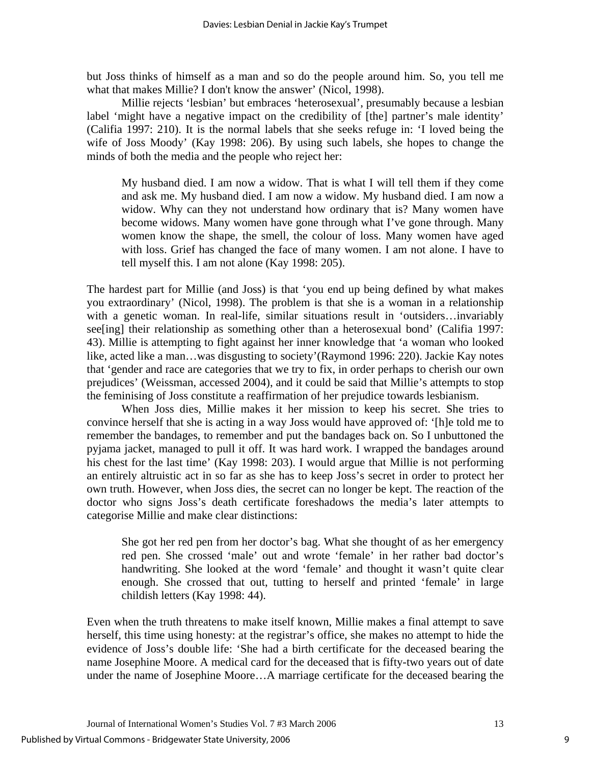but Joss thinks of himself as a man and so do the people around him. So, you tell me what that makes Millie? I don't know the answer' (Nicol, 1998).

Millie rejects 'lesbian' but embraces 'heterosexual', presumably because a lesbian label 'might have a negative impact on the credibility of [the] partner's male identity' (Califia 1997: 210). It is the normal labels that she seeks refuge in: 'I loved being the wife of Joss Moody' (Kay 1998: 206). By using such labels, she hopes to change the minds of both the media and the people who reject her:

> My husband died. I am now a widow. That is what I will tell them if they come and ask me. My husband died. I am now a widow. My husband died. I am now a widow. Why can they not understand how ordinary that is? Many women have become widows. Many women have gone through what I've gone through. Many women know the shape, the smell, the colour of loss. Many women have aged with loss. Grief has changed the face of many women. I am not alone. I have to tell myself this. I am not alone (Kay 1998: 205).

The hardest part for Millie (and Joss) is that 'you end up being defined by what makes you extraordinary' (Nicol, 1998). The problem is that she is a woman in a relationship with a genetic woman. In real-life, similar situations result in 'outsiders…invariably see[ing] their relationship as something other than a heterosexual bond' (Califia 1997: 43). Millie is attempting to fight against her inner knowledge that 'a woman who looked like, acted like a man…was disgusting to society'(Raymond 1996: 220). Jackie Kay notes that 'gender and race are categories that we try to fix, in order perhaps to cherish our own prejudices' (Weissman, accessed 2004), and it could be said that Millie's attempts to stop the feminising of Joss constitute a reaffirmation of her prejudice towards lesbianism.

When Joss dies, Millie makes it her mission to keep his secret. She tries to convince herself that she is acting in a way Joss would have approved of: '[h]e told me to remember the bandages, to remember and put the bandages back on. So I unbuttoned the pyjama jacket, managed to pull it off. It was hard work. I wrapped the bandages around his chest for the last time' (Kay 1998: 203). I would argue that Millie is not performing an entirely altruistic act in so far as she has to keep Joss's secret in order to protect her own truth. However, when Joss dies, the secret can no longer be kept. The reaction of the doctor who signs Joss's death certificate foreshadows the media's later attempts to categorise Millie and make clear distinctions:

> She got her red pen from her doctor's bag. What she thought of as her emergency red pen. She crossed 'male' out and wrote 'female' in her rather bad doctor's handwriting. She looked at the word 'female' and thought it wasn't quite clear enough. She crossed that out, tutting to herself and printed 'female' in large childish letters (Kay 1998: 44).

Even when the truth threatens to make itself known, Millie makes a final attempt to save herself, this time using honesty: at the registrar's office, she makes no attempt to hide the evidence of Joss's double life: 'She had a birth certificate for the deceased bearing the name Josephine Moore. A medical card for the deceased that is fifty-two years out of date under the name of Josephine Moore…A marriage certificate for the deceased bearing the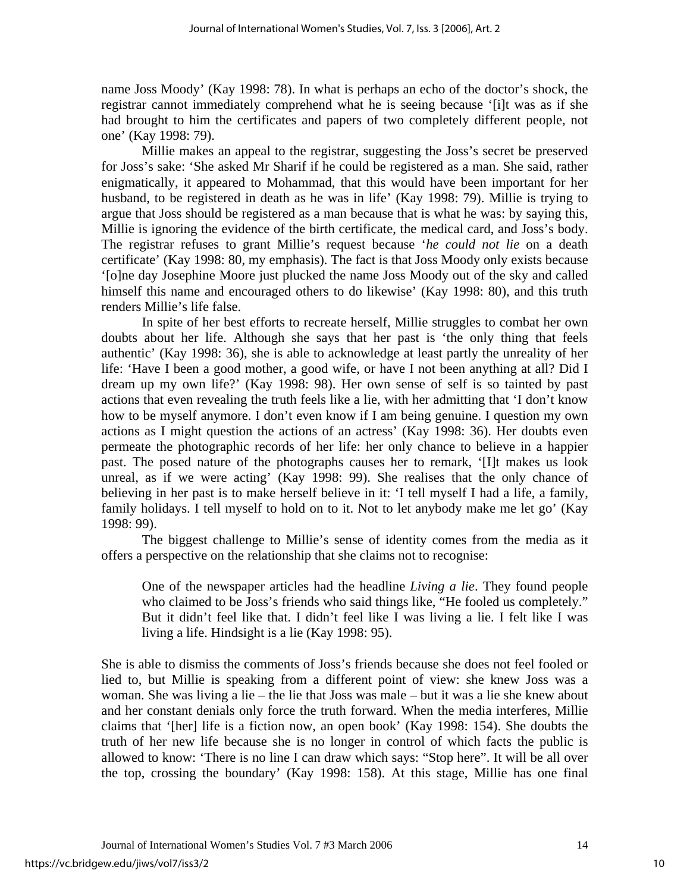name Joss Moody' (Kay 1998: 78). In what is perhaps an echo of the doctor's shock, the registrar cannot immediately comprehend what he is seeing because '[i]t was as if she had brought to him the certificates and papers of two completely different people, not one' (Kay 1998: 79).

Millie makes an appeal to the registrar, suggesting the Joss's secret be preserved for Joss's sake: 'She asked Mr Sharif if he could be registered as a man. She said, rather enigmatically, it appeared to Mohammad, that this would have been important for her husband, to be registered in death as he was in life' (Kay 1998: 79). Millie is trying to argue that Joss should be registered as a man because that is what he was: by saying this, Millie is ignoring the evidence of the birth certificate, the medical card, and Joss's body. The registrar refuses to grant Millie's request because '*he could not lie* on a death certificate' (Kay 1998: 80, my emphasis). The fact is that Joss Moody only exists because '[o]ne day Josephine Moore just plucked the name Joss Moody out of the sky and called himself this name and encouraged others to do likewise' (Kay 1998: 80), and this truth renders Millie's life false.

In spite of her best efforts to recreate herself, Millie struggles to combat her own doubts about her life. Although she says that her past is 'the only thing that feels authentic' (Kay 1998: 36), she is able to acknowledge at least partly the unreality of her life: 'Have I been a good mother, a good wife, or have I not been anything at all? Did I dream up my own life?' (Kay 1998: 98). Her own sense of self is so tainted by past actions that even revealing the truth feels like a lie, with her admitting that 'I don't know how to be myself anymore. I don't even know if I am being genuine. I question my own actions as I might question the actions of an actress' (Kay 1998: 36). Her doubts even permeate the photographic records of her life: her only chance to believe in a happier past. The posed nature of the photographs causes her to remark, '[I]t makes us look unreal, as if we were acting' (Kay 1998: 99). She realises that the only chance of believing in her past is to make herself believe in it: 'I tell myself I had a life, a family, family holidays. I tell myself to hold on to it. Not to let anybody make me let go' (Kay 1998: 99).

The biggest challenge to Millie's sense of identity comes from the media as it offers a perspective on the relationship that she claims not to recognise:

> One of the newspaper articles had the headline *Living a lie*. They found people who claimed to be Joss's friends who said things like, "He fooled us completely." But it didn't feel like that. I didn't feel like I was living a lie. I felt like I was living a life. Hindsight is a lie (Kay 1998: 95).

She is able to dismiss the comments of Joss's friends because she does not feel fooled or lied to, but Millie is speaking from a different point of view: she knew Joss was a woman. She was living a lie – the lie that Joss was male – but it was a lie she knew about and her constant denials only force the truth forward. When the media interferes, Millie claims that '[her] life is a fiction now, an open book' (Kay 1998: 154). She doubts the truth of her new life because she is no longer in control of which facts the public is allowed to know: 'There is no line I can draw which says: "Stop here". It will be all over the top, crossing the boundary' (Kay 1998: 158). At this stage, Millie has one final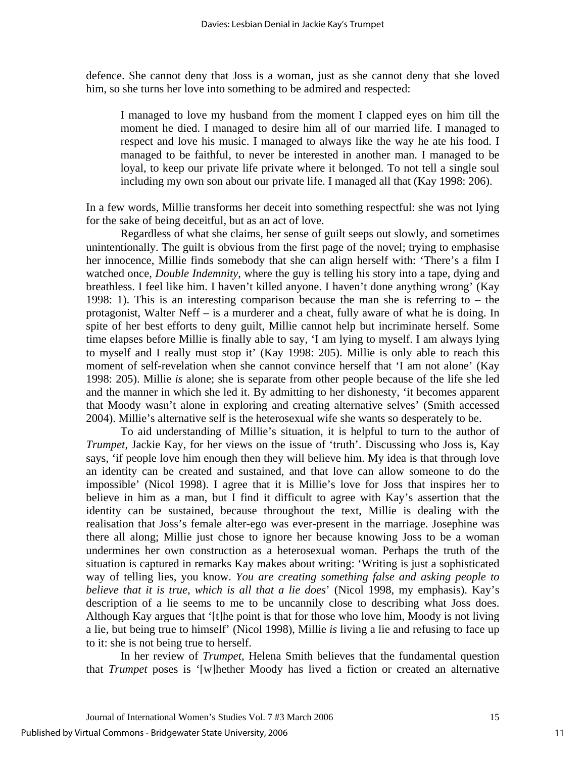defence. She cannot deny that Joss is a woman, just as she cannot deny that she loved him, so she turns her love into something to be admired and respected:

> I managed to love my husband from the moment I clapped eyes on him till the moment he died. I managed to desire him all of our married life. I managed to respect and love his music. I managed to always like the way he ate his food. I managed to be faithful, to never be interested in another man. I managed to be loyal, to keep our private life private where it belonged. To not tell a single soul including my own son about our private life. I managed all that (Kay 1998: 206).

In a few words, Millie transforms her deceit into something respectful: she was not lying for the sake of being deceitful, but as an act of love.

Regardless of what she claims, her sense of guilt seeps out slowly, and sometimes unintentionally. The guilt is obvious from the first page of the novel; trying to emphasise her innocence, Millie finds somebody that she can align herself with: 'There's a film I watched once, *Double Indemnity*, where the guy is telling his story into a tape, dying and breathless. I feel like him. I haven't killed anyone. I haven't done anything wrong' (Kay 1998: 1). This is an interesting comparison because the man she is referring to – the protagonist, Walter Neff – is a murderer and a cheat, fully aware of what he is doing. In spite of her best efforts to deny guilt, Millie cannot help but incriminate herself. Some time elapses before Millie is finally able to say, 'I am lying to myself. I am always lying to myself and I really must stop it' (Kay 1998: 205). Millie is only able to reach this moment of self-revelation when she cannot convince herself that 'I am not alone' (Kay 1998: 205). Millie *is* alone; she is separate from other people because of the life she led and the manner in which she led it. By admitting to her dishonesty, 'it becomes apparent that Moody wasn't alone in exploring and creating alternative selves' (Smith accessed 2004). Millie's alternative self is the heterosexual wife she wants so desperately to be.

To aid understanding of Millie's situation, it is helpful to turn to the author of *Trumpet*, Jackie Kay, for her views on the issue of 'truth'. Discussing who Joss is, Kay says, 'if people love him enough then they will believe him. My idea is that through love an identity can be created and sustained, and that love can allow someone to do the impossible' (Nicol 1998). I agree that it is Millie's love for Joss that inspires her to believe in him as a man, but I find it difficult to agree with Kay's assertion that the identity can be sustained, because throughout the text, Millie is dealing with the realisation that Joss's female alter-ego was ever-present in the marriage. Josephine was there all along; Millie just chose to ignore her because knowing Joss to be a woman undermines her own construction as a heterosexual woman. Perhaps the truth of the situation is captured in remarks Kay makes about writing: 'Writing is just a sophisticated way of telling lies, you know. *You are creating something false and asking people to believe that it is true, which is all that a lie does*' (Nicol 1998, my emphasis). Kay's description of a lie seems to me to be uncannily close to describing what Joss does. Although Kay argues that '[t]he point is that for those who love him, Moody is not living a lie, but being true to himself' (Nicol 1998), Millie *is* living a lie and refusing to face up to it: she is not being true to herself.

In her review of *Trumpet*, Helena Smith believes that the fundamental question that *Trumpet* poses is '[w]hether Moody has lived a fiction or created an alternative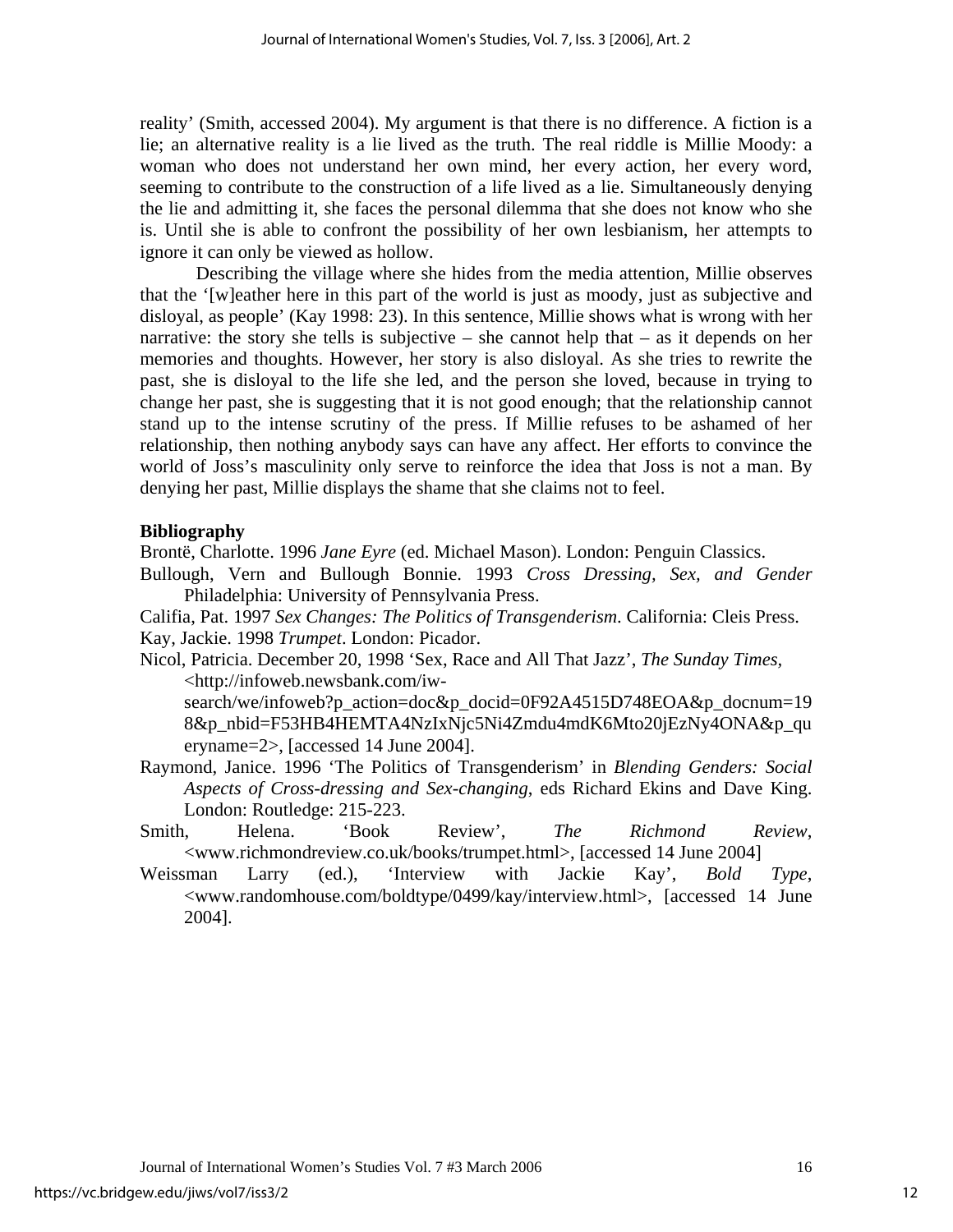reality' (Smith, accessed 2004). My argument is that there is no difference. A fiction is a lie; an alternative reality is a lie lived as the truth. The real riddle is Millie Moody: a woman who does not understand her own mind, her every action, her every word, seeming to contribute to the construction of a life lived as a lie. Simultaneously denying the lie and admitting it, she faces the personal dilemma that she does not know who she is. Until she is able to confront the possibility of her own lesbianism, her attempts to ignore it can only be viewed as hollow.

Describing the village where she hides from the media attention, Millie observes that the '[w]eather here in this part of the world is just as moody, just as subjective and disloyal, as people' (Kay 1998: 23). In this sentence, Millie shows what is wrong with her narrative: the story she tells is subjective – she cannot help that – as it depends on her memories and thoughts. However, her story is also disloyal. As she tries to rewrite the past, she is disloyal to the life she led, and the person she loved, because in trying to change her past, she is suggesting that it is not good enough; that the relationship cannot stand up to the intense scrutiny of the press. If Millie refuses to be ashamed of her relationship, then nothing anybody says can have any affect. Her efforts to convince the world of Joss's masculinity only serve to reinforce the idea that Joss is not a man. By denying her past, Millie displays the shame that she claims not to feel.

**Bibliography**

Brontë, Charlotte. 1996 *Jane Eyre* (ed. Michael Mason). London: Penguin Classics.

Bullough, Vern and Bullough Bonnie. 1993 *Cross Dressing, Sex, and Gender* Philadelphia: University of Pennsylvania Press.

Califia, Pat. 1997 *Sex Changes: The Politics of Transgenderism*. California: Cleis Press.

Kay, Jackie. 1998 *Trumpet*. London: Picador.

Nicol, Patricia. December 20, 1998 'Sex, Race and All That Jazz', *The Sunday Times*, <http://infoweb.newsbank.com/iw-search/we/infoweb?p_action=doc&p_docid=0F92A4515D748EOA&p_docnum=198&p_nbid=F53HB4HEMTA4NzIxNjc5Ni4Zmdu4mdK6Mto20jEzNy4ONA&p_queryname=2>, [accessed 14 June 2004].

Raymond, Janice. 1996 'The Politics of Transgenderism' in *Blending Genders: Social Aspects of Cross-dressing and Sex-changing*, eds Richard Ekins and Dave King. London: Routledge: 215-223.

Smith, Helena. 'Book Review', *The Richmond Review*, <www.richmondreview.co.uk/books/trumpet.html>, [accessed 14 June 2004]

Weissman Larry (ed.), 'Interview with Jackie Kay', *Bold Type*, <www.randomhouse.com/boldtype/0499/kay/interview.html>, [accessed 14 June 2004].